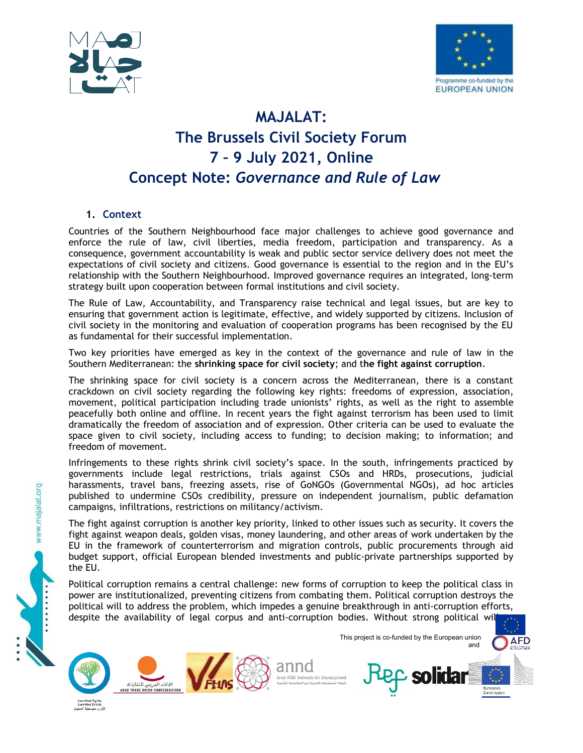# MAJALAT: The Brussels Civil Society Forum 7 – 9 July 2021, Online Concept Note: *Governance and Rule of Law*

## 1. Context

Countries of the Southern Neighbourhood face major challenges to achieve good governance and enforce the rule of law, civil liberties, media freedom, participation and transparency. As a consequence, government accountability is weak and public sector service delivery does not meet the expectations of civil society and citizens. Good governance is essential to the region and in the EU's relationship with the Southern Neighbourhood. Improved governance requires an integrated, long-term strategy built upon cooperation between formal institutions and civil society.

The Rule of Law, Accountability, and Transparency raise technical and legal issues, but are key to ensuring that government action is legitimate, effective, and widely supported by citizens. Inclusion of civil society in the monitoring and evaluation of cooperation programs has been recognised by the EU as fundamental for their successful implementation.

Two key priorities have emerged as key in the context of the governance and rule of law in the Southern Mediterranean: the **shrinking space for civil society**; and t**he fight against corruption**.

The shrinking space for civil society is a concern across the Mediterranean, there is a constant crackdown on civil society regarding the following key rights: freedoms of expression, association, movement, political participation including trade unionists' rights, as well as the right to assemble peacefully both online and offline. In recent years the fight against terrorism has been used to limit dramatically the freedom of association and of expression. Other criteria can be used to evaluate the space given to civil society, including access to funding; to decision making; to information; and freedom of movement.

Infringements to these rights shrink civil society's space. In the south, infringements practiced by governments include legal restrictions, trials against CSOs and HRDs, prosecutions, judicial harassments, travel bans, freezing assets, rise of GoNGOs (Governmental NGOs), ad hoc articles published to undermine CSOs credibility, pressure on independent journalism, public defamation campaigns, infiltrations, restrictions on militancy/activism.

The fight against corruption is another key priority, linked to other issues such as security. It covers the fight against weapon deals, golden visas, money laundering, and other areas of work undertaken by the EU in the framework of counterterrorism and migration controls, public procurements through aid budget support, official European blended investments and public-private partnerships supported by the EU.

Political corruption remains a central challenge: new forms of corruption to keep the political class in power are institutionalized, preventing citizens from combating them. Political corruption destroys the political will to address the problem, which impedes a genuine breakthrough in anti-corruption efforts, despite the availability of legal corpus and anti-corruption bodies. Without strong political wil

This project is co-funded by the European union and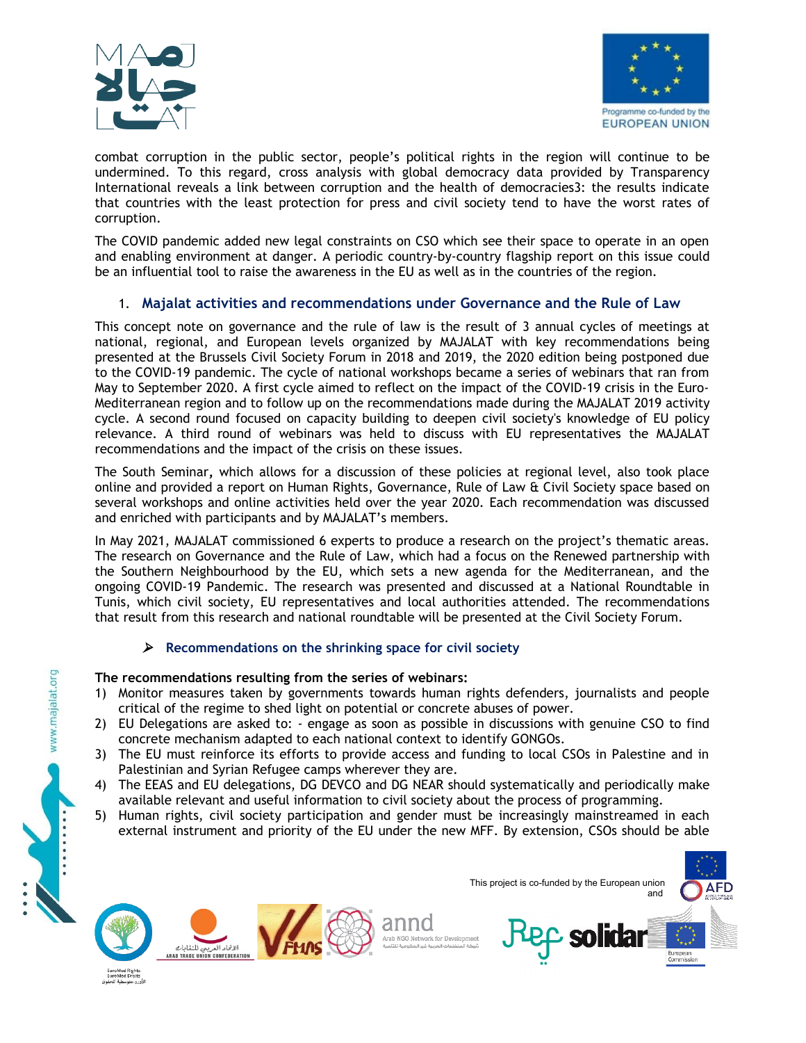combat corruption in the public sector, people's political rights in the region will continue to be undermined. To this regard, cross analysis with global democracy data provided by Transparency International reveals a link between corruption and the health of democracies3: the results indicate that countries with the least protection for press and civil society tend to have the worst rates of corruption.

The COVID pandemic added new legal constraints on CSO which see their space to operate in an open and enabling environment at danger. A periodic country-by-country flagship report on this issue could be an influential tool to raise the awareness in the EU as well as in the countries of the region.

## 1. Majalat activities and recommendations under Governance and the Rule of Law

This concept note on governance and the rule of law is the result of 3 annual cycles of meetings at national, regional, and European levels organized by MAJALAT with key recommendations being presented at the Brussels Civil Society Forum in 2018 and 2019, the 2020 edition being postponed due to the COVID-19 pandemic. The cycle of national workshops became a series of webinars that ran from May to September 2020. A first cycle aimed to reflect on the impact of the COVID-19 crisis in the Euro-Mediterranean region and to follow up on the recommendations made during the MAJALAT 2019 activity cycle. A second round focused on capacity building to deepen civil society's knowledge of EU policy relevance. A third round of webinars was held to discuss with EU representatives the MAJALAT recommendations and the impact of the crisis on these issues.

The South Seminar, which allows for a discussion of these policies at regional level, also took place online and provided a report on Human Rights, Governance, Rule of Law & Civil Society space based on several workshops and online activities held over the year 2020. Each recommendation was discussed and enriched with participants and by MAJALAT's members.

In May 2021, MAJALAT commissioned 6 experts to produce a research on the project's thematic areas. The research on Governance and the Rule of Law, which had a focus on the Renewed partnership with the Southern Neighbourhood by the EU, which sets a new agenda for the Mediterranean, and the ongoing COVID-19 Pandemic. The research was presented and discussed at a National Roundtable in Tunis, which civil society, EU representatives and local authorities attended. The recommendations that result from this research and national roundtable will be presented at the Civil Society Forum.

### Recommendations on the shrinking space for civil society

**The recommendations resulting from the series of webinars:**

1) Monitor measures taken by governments towards human rights defenders, journalists and people critical of the regime to shed light on potential or concrete abuses of power.
2) EU Delegations are asked to: - engage as soon as possible in discussions with genuine CSO to find concrete mechanism adapted to each national context to identify GONGOs.
3) The EU must reinforce its efforts to provide access and funding to local CSOs in Palestine and in Palestinian and Syrian Refugee camps wherever they are.
4) The EEAS and EU delegations, DG DEVCO and DG NEAR should systematically and periodically make available relevant and useful information to civil society about the process of programming.
5) Human rights, civil society participation and gender must be increasingly mainstreamed in each external instrument and priority of the EU under the new MFF. By extension, CSOs should be able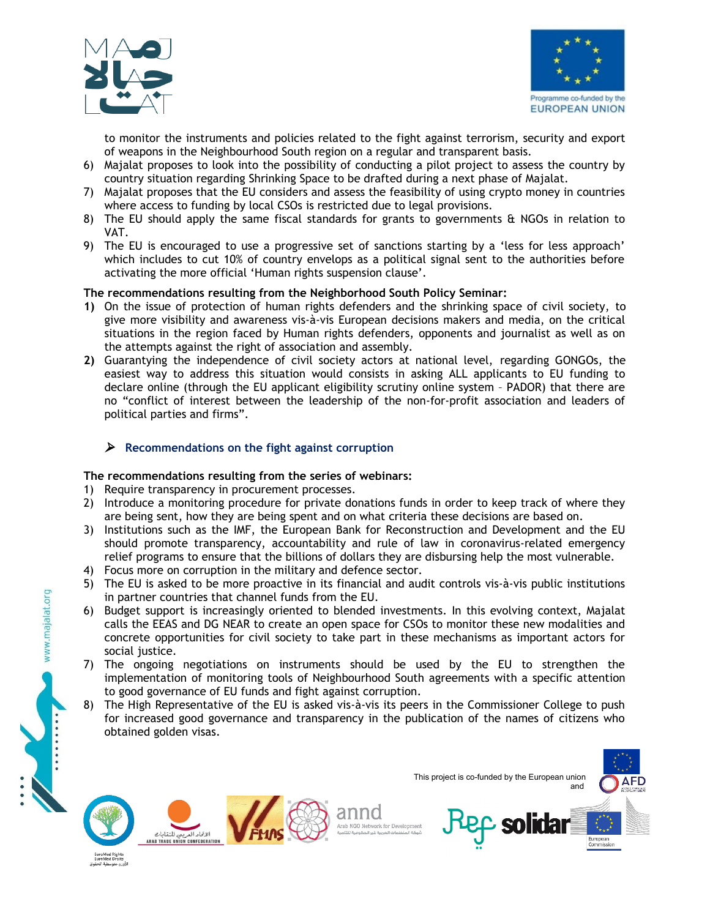to monitor the instruments and policies related to the fight against terrorism, security and export of weapons in the Neighbourhood South region on a regular and transparent basis.

6) Majalat proposes to look into the possibility of conducting a pilot project to assess the country by country situation regarding Shrinking Space to be drafted during a next phase of Majalat.
7) Majalat proposes that the EU considers and assess the feasibility of using crypto money in countries where access to funding by local CSOs is restricted due to legal provisions.
8) The EU should apply the same fiscal standards for grants to governments & NGOs in relation to VAT.
9) The EU is encouraged to use a progressive set of sanctions starting by a 'less for less approach' which includes to cut 10% of country envelops as a political signal sent to the authorities before activating the more official 'Human rights suspension clause'.

**The recommendations resulting from the Neighborhood South Policy Seminar:**

**1)** On the issue of protection of human rights defenders and the shrinking space of civil society, to give more visibility and awareness vis-à-vis European decisions makers and media, on the critical situations in the region faced by Human rights defenders, opponents and journalist as well as on the attempts against the right of association and assembly.

**2)** Guarantying the independence of civil society actors at national level, regarding GONGOs, the easiest way to address this situation would consists in asking ALL applicants to EU funding to declare online (through the EU applicant eligibility scrutiny online system – PADOR) that there are no "conflict of interest between the leadership of the non-for-profit association and leaders of political parties and firms".

### ➢ Recommendations on the fight against corruption

**The recommendations resulting from the series of webinars:**

1) Require transparency in procurement processes.
2) Introduce a monitoring procedure for private donations funds in order to keep track of where they are being sent, how they are being spent and on what criteria these decisions are based on.
3) Institutions such as the IMF, the European Bank for Reconstruction and Development and the EU should promote transparency, accountability and rule of law in coronavirus-related emergency relief programs to ensure that the billions of dollars they are disbursing help the most vulnerable.
4) Focus more on corruption in the military and defence sector.
5) The EU is asked to be more proactive in its financial and audit controls vis-à-vis public institutions in partner countries that channel funds from the EU.
6) Budget support is increasingly oriented to blended investments. In this evolving context, Majalat calls the EEAS and DG NEAR to create an open space for CSOs to monitor these new modalities and concrete opportunities for civil society to take part in these mechanisms as important actors for social justice.
7) The ongoing negotiations on instruments should be used by the EU to strengthen the implementation of monitoring tools of Neighbourhood South agreements with a specific attention to good governance of EU funds and fight against corruption.
8) The High Representative of the EU is asked vis-à-vis its peers in the Commissioner College to push for increased good governance and transparency in the publication of the names of citizens who obtained golden visas.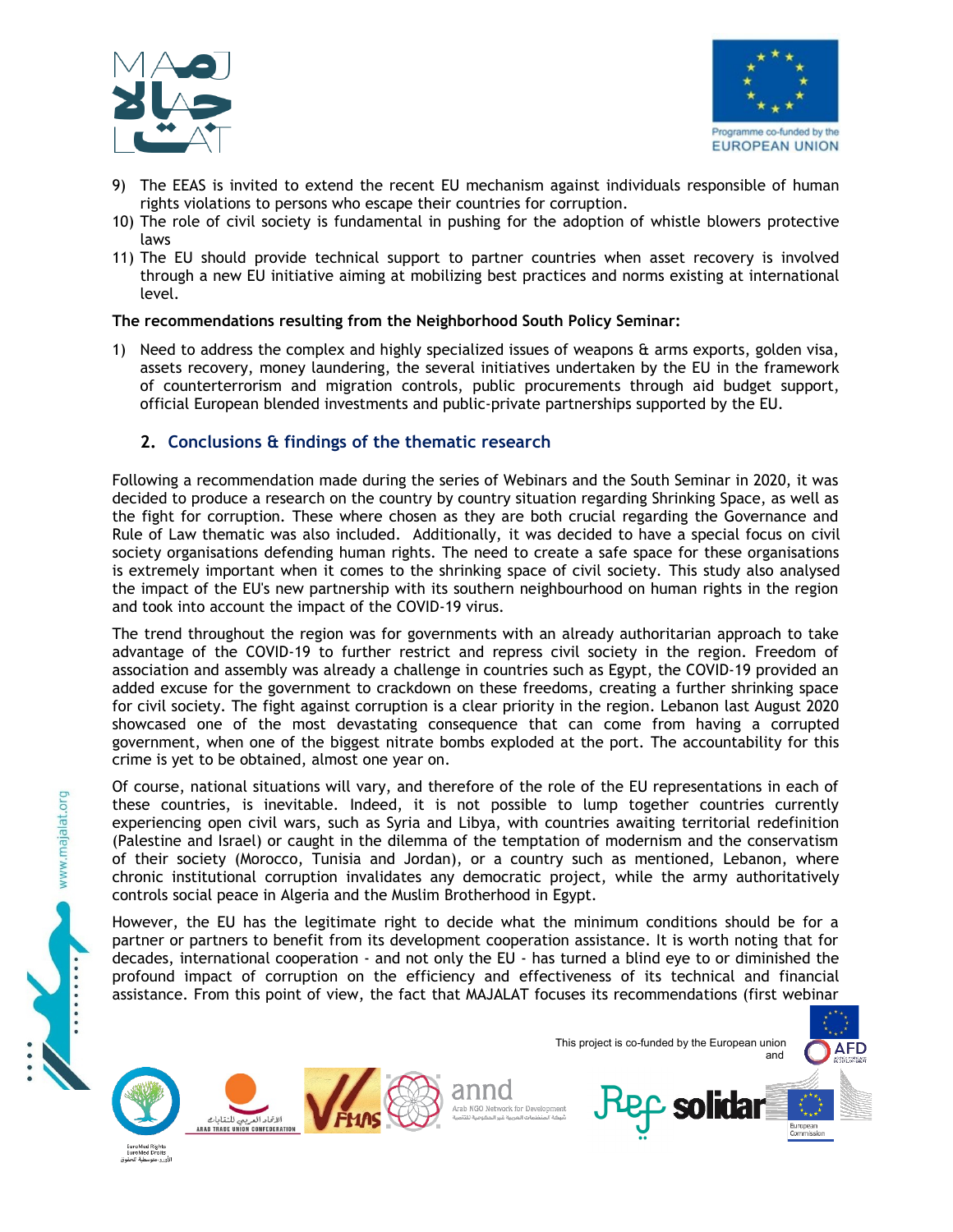9) The EEAS is invited to extend the recent EU mechanism against individuals responsible of human rights violations to persons who escape their countries for corruption.
10) The role of civil society is fundamental in pushing for the adoption of whistle blowers protective laws
11) The EU should provide technical support to partner countries when asset recovery is involved through a new EU initiative aiming at mobilizing best practices and norms existing at international level.

**The recommendations resulting from the Neighborhood South Policy Seminar:**

1) Need to address the complex and highly specialized issues of weapons & arms exports, golden visa, assets recovery, money laundering, the several initiatives undertaken by the EU in the framework of counterterrorism and migration controls, public procurements through aid budget support, official European blended investments and public-private partnerships supported by the EU.

## 2. Conclusions & findings of the thematic research

Following a recommendation made during the series of Webinars and the South Seminar in 2020, it was decided to produce a research on the country by country situation regarding Shrinking Space, as well as the fight for corruption. These where chosen as they are both crucial regarding the Governance and Rule of Law thematic was also included. Additionally, it was decided to have a special focus on civil society organisations defending human rights. The need to create a safe space for these organisations is extremely important when it comes to the shrinking space of civil society. This study also analysed the impact of the EU's new partnership with its southern neighbourhood on human rights in the region and took into account the impact of the COVID-19 virus.

The trend throughout the region was for governments with an already authoritarian approach to take advantage of the COVID-19 to further restrict and repress civil society in the region. Freedom of association and assembly was already a challenge in countries such as Egypt, the COVID-19 provided an added excuse for the government to crackdown on these freedoms, creating a further shrinking space for civil society. The fight against corruption is a clear priority in the region. Lebanon last August 2020 showcased one of the most devastating consequence that can come from having a corrupted government, when one of the biggest nitrate bombs exploded at the port. The accountability for this crime is yet to be obtained, almost one year on.

Of course, national situations will vary, and therefore of the role of the EU representations in each of these countries, is inevitable. Indeed, it is not possible to lump together countries currently experiencing open civil wars, such as Syria and Libya, with countries awaiting territorial redefinition (Palestine and Israel) or caught in the dilemma of the temptation of modernism and the conservatism of their society (Morocco, Tunisia and Jordan), or a country such as mentioned, Lebanon, where chronic institutional corruption invalidates any democratic project, while the army authoritatively controls social peace in Algeria and the Muslim Brotherhood in Egypt.

However, the EU has the legitimate right to decide what the minimum conditions should be for a partner or partners to benefit from its development cooperation assistance. It is worth noting that for decades, international cooperation - and not only the EU - has turned a blind eye to or diminished the profound impact of corruption on the efficiency and effectiveness of its technical and financial assistance. From this point of view, the fact that MAJALAT focuses its recommendations (first webinar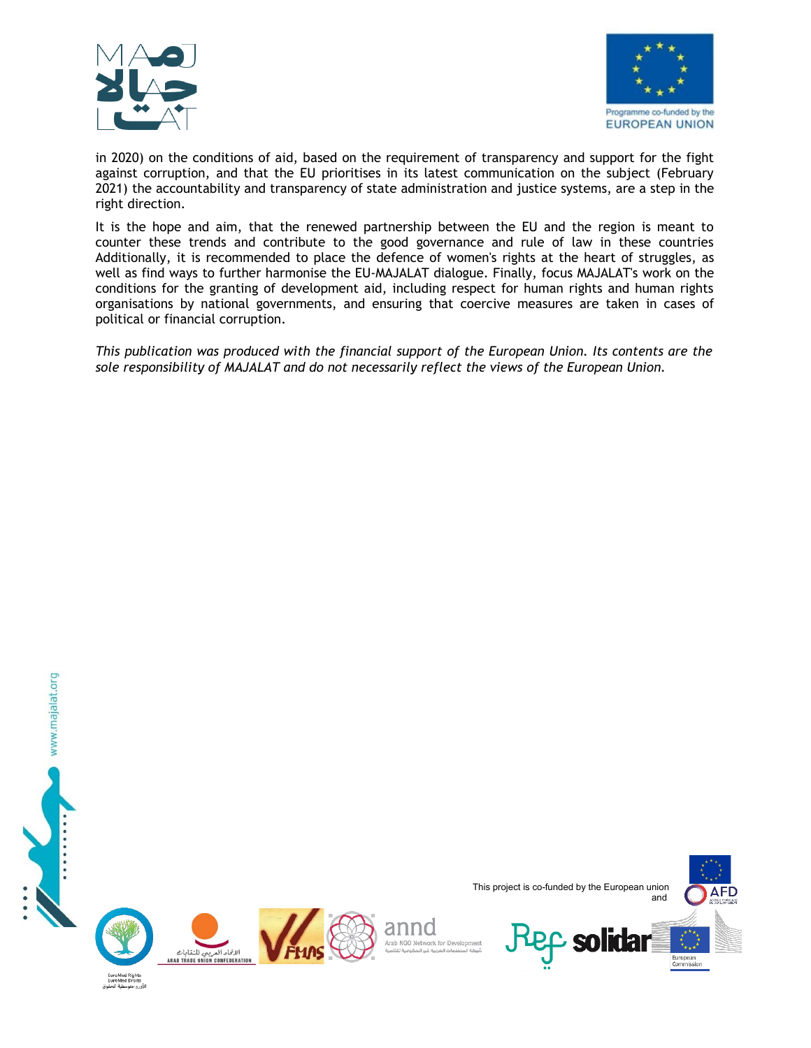in 2020) on the conditions of aid, based on the requirement of transparency and support for the fight against corruption, and that the EU prioritises in its latest communication on the subject (February 2021) the accountability and transparency of state administration and justice systems, are a step in the right direction.

It is the hope and aim, that the renewed partnership between the EU and the region is meant to counter these trends and contribute to the good governance and rule of law in these countries Additionally, it is recommended to place the defence of women's rights at the heart of struggles, as well as find ways to further harmonise the EU-MAJALAT dialogue. Finally, focus MAJALAT's work on the conditions for the granting of development aid, including respect for human rights and human rights organisations by national governments, and ensuring that coercive measures are taken in cases of political or financial corruption.

*This publication was produced with the financial support of the European Union. Its contents are the sole responsibility of MAJALAT and do not necessarily reflect the views of the European Union.*